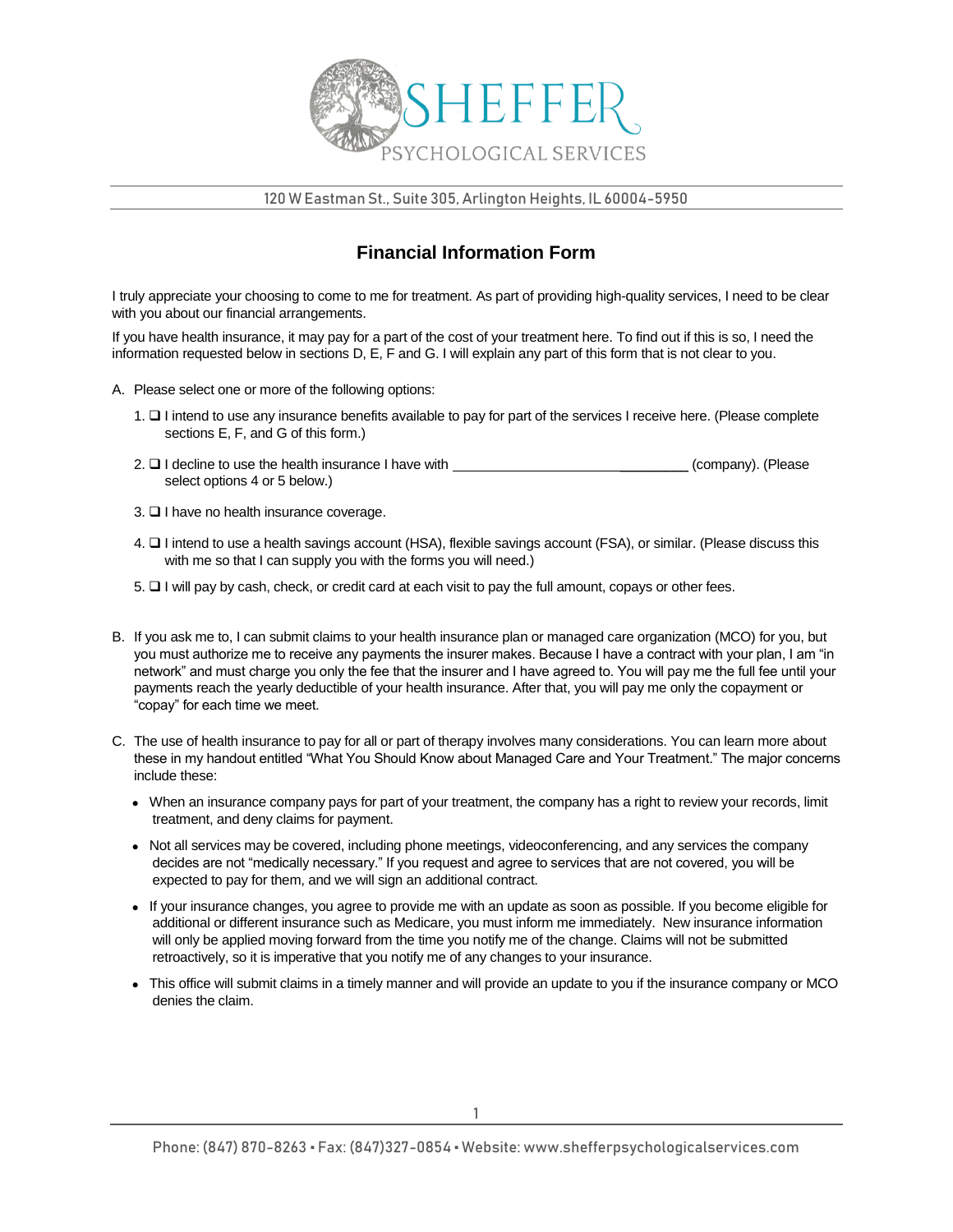# SHEFFER PSYCHOLOGICAL SERVICES

120 W Eastman St., Suite 305, Arlington Heights, IL 60004-5950

## Financial Information Form

I truly appreciate your choosing to come to me for treatment. As part of providing high-quality services, I need to be clear with you about our financial arrangements.

If you have health insurance, it may pay for a part of the cost of your treatment here. To find out if this is so, I need the information requested below in sections D, E, F and G. I will explain any part of this form that is not clear to you.

A. Please select one or more of the following options:

1. ❑ I intend to use any insurance benefits available to pay for part of the services I receive here. (Please complete sections E, F, and G of this form.)
2. ❑ I decline to use the health insurance I have with ______________________________ (company). (Please select options 4 or 5 below.)
3. ❑ I have no health insurance coverage.
4. ❑ I intend to use a health savings account (HSA), flexible savings account (FSA), or similar. (Please discuss this with me so that I can supply you with the forms you will need.)
5. ❑ I will pay by cash, check, or credit card at each visit to pay the full amount, copays or other fees.

B. If you ask me to, I can submit claims to your health insurance plan or managed care organization (MCO) for you, but you must authorize me to receive any payments the insurer makes. Because I have a contract with your plan, I am "in network" and must charge you only the fee that the insurer and I have agreed to. You will pay me the full fee until your payments reach the yearly deductible of your health insurance. After that, you will pay me only the copayment or "copay" for each time we meet.

C. The use of health insurance to pay for all or part of therapy involves many considerations. You can learn more about these in my handout entitled "What You Should Know about Managed Care and Your Treatment." The major concerns include these:

- When an insurance company pays for part of your treatment, the company has a right to review your records, limit treatment, and deny claims for payment.
- Not all services may be covered, including phone meetings, videoconferencing, and any services the company decides are not "medically necessary." If you request and agree to services that are not covered, you will be expected to pay for them, and we will sign an additional contract.
- If your insurance changes, you agree to provide me with an update as soon as possible. If you become eligible for additional or different insurance such as Medicare, you must inform me immediately. New insurance information will only be applied moving forward from the time you notify me of the change. Claims will not be submitted retroactively, so it is imperative that you notify me of any changes to your insurance.
- This office will submit claims in a timely manner and will provide an update to you if the insurance company or MCO denies the claim.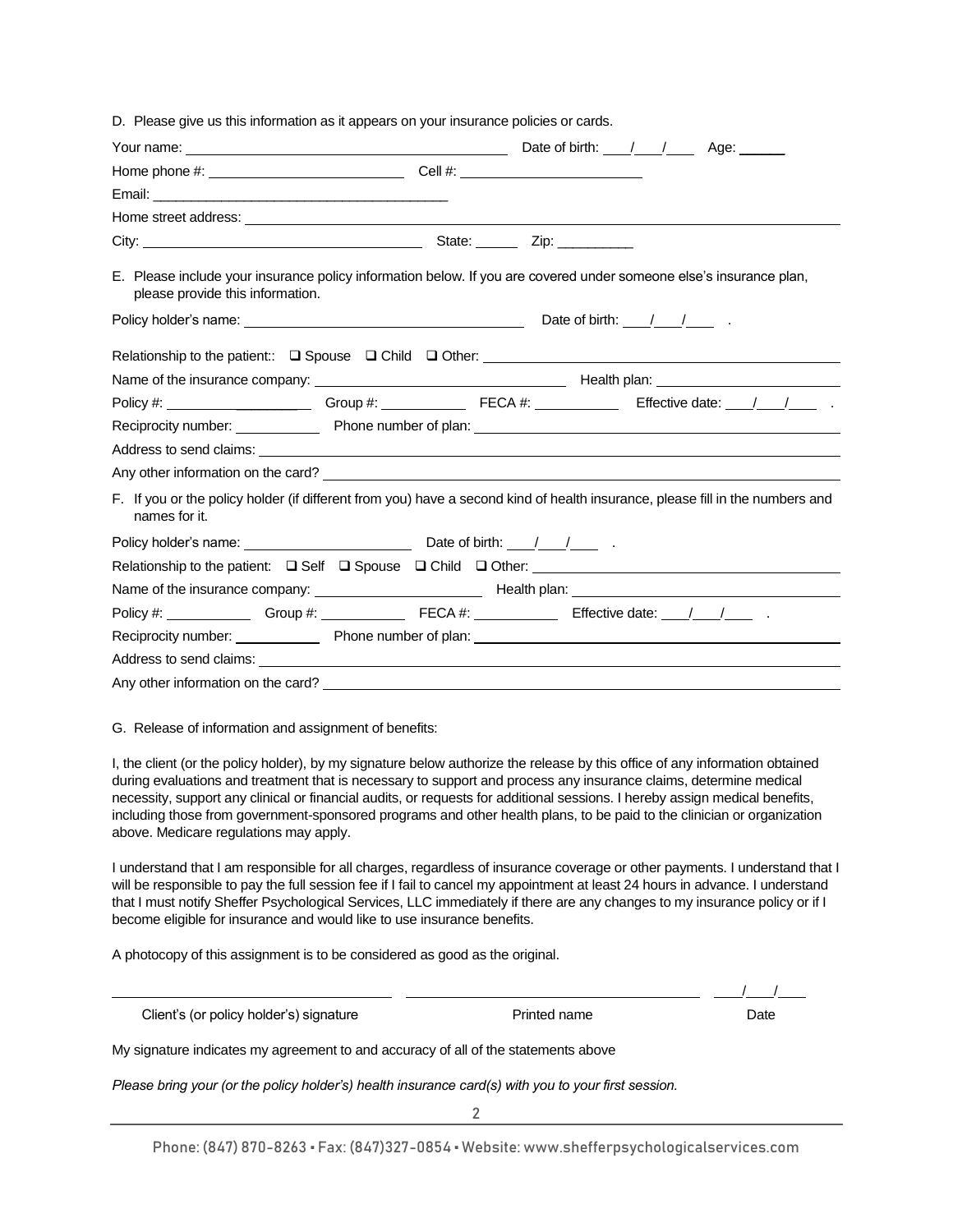D. Please give us this information as it appears on your insurance policies or cards.

Your name: ______________________________ Date of birth: ___/___/___ Age: ______

Home phone #: ______________________ Cell #: ______________________

Email: ______________________________________

Home street address: ____________________________________________

City: ______________________________ State: ______ Zip: __________

E. Please include your insurance policy information below. If you are covered under someone else's insurance plan, please provide this information.

Policy holder's name: ______________________________ Date of birth: ___/___/___ .

Relationship to the patient:: ❑ Spouse ❑ Child ❑ Other: ______________________

Name of the insurance company: ______________________ Health plan: ______________________

Policy #: __________________ Group #: __________ FECA #: __________ Effective date: ___/___/___ .

Reciprocity number: __________ Phone number of plan: ______________________

Address to send claims: ____________________________________________

Any other information on the card? ____________________________________________

F. If you or the policy holder (if different from you) have a second kind of health insurance, please fill in the numbers and names for it.

Policy holder's name: ____________________ Date of birth: ___/___/___ .

Relationship to the patient: ❑ Self ❑ Spouse ❑ Child ❑ Other: ______________________

Name of the insurance company: ____________________ Health plan: ______________________

Policy #: __________ Group #: __________ FECA #: __________ Effective date: ___/___/___ .

Reciprocity number: __________ Phone number of plan: ______________________

Address to send claims: ____________________________________________

Any other information on the card? ____________________________________________

G. Release of information and assignment of benefits:

I, the client (or the policy holder), by my signature below authorize the release by this office of any information obtained during evaluations and treatment that is necessary to support and process any insurance claims, determine medical necessity, support any clinical or financial audits, or requests for additional sessions. I hereby assign medical benefits, including those from government-sponsored programs and other health plans, to be paid to the clinician or organization above. Medicare regulations may apply.

I understand that I am responsible for all charges, regardless of insurance coverage or other payments. I understand that I will be responsible to pay the full session fee if I fail to cancel my appointment at least 24 hours in advance. I understand that I must notify Sheffer Psychological Services, LLC immediately if there are any changes to my insurance policy or if I become eligible for insurance and would like to use insurance benefits.

A photocopy of this assignment is to be considered as good as the original.

______________________________ ______________________________ ___/___/___

Client's (or policy holder's) signature — Printed name — Date

My signature indicates my agreement to and accuracy of all of the statements above

*Please bring your (or the policy holder's) health insurance card(s) with you to your first session.*

Phone: (847) 870-8263 • Fax: (847)327-0854 • Website: www.shefferpsychologicalservices.com